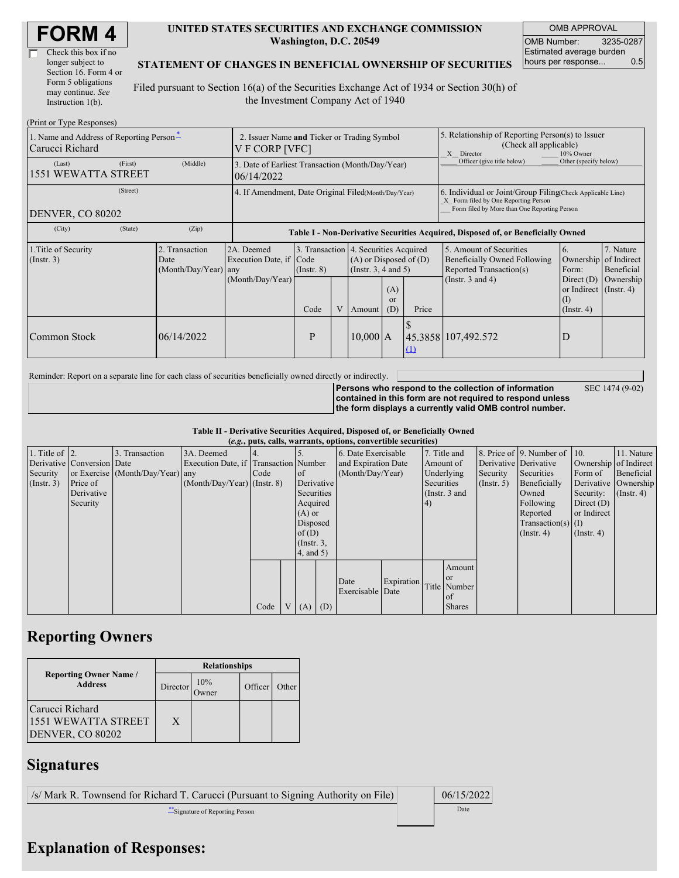# FORM 4

☐ Check this box if no longer subject to Section 16. Form 4 or Form 5 obligations may continue. *See* Instruction 1(b).

**UNITED STATES SECURITIES AND EXCHANGE COMMISSION**
**Washington, D.C. 20549**

**STATEMENT OF CHANGES IN BENEFICIAL OWNERSHIP OF SECURITIES**

Filed pursuant to Section 16(a) of the Securities Exchange Act of 1934 or Section 30(h) of the Investment Company Act of 1940

| OMB APPROVAL | |
|---|---|
| OMB Number: | 3235-0287 |
| Estimated average burden hours per response... | 0.5 |

(Print or Type Responses)

| | | |
|---|---|---|
| 1. Name and Address of Reporting Person *<br>Carucci Richard<br>(Last) (First) (Middle)<br>1551 WEWATTA STREET<br>(Street)<br>DENVER, CO 80202<br>(City) (State) (Zip) | 2. Issuer Name **and** Ticker or Trading Symbol<br>V F CORP [VFC]<br>3. Date of Earliest Transaction (Month/Day/Year)<br>06/14/2022<br>4. If Amendment, Date Original Filed (Month/Day/Year) | 5. Relationship of Reporting Person(s) to Issuer (Check all applicable)<br>_X_ Director ___ 10% Owner<br>___ Officer (give title below) ___ Other (specify below)<br>6. Individual or Joint/Group Filing (Check Applicable Line)<br>_X_ Form filed by One Reporting Person<br>___ Form filed by More than One Reporting Person |

**Table I - Non-Derivative Securities Acquired, Disposed of, or Beneficially Owned**

| 1.Title of Security (Instr. 3) | 2. Transaction Date (Month/Day/Year) | 2A. Deemed Execution Date, if any (Month/Day/Year) | 3. Transaction Code (Instr. 8) | | 4. Securities Acquired (A) or Disposed of (D) (Instr. 3, 4 and 5) | | | 5. Amount of Securities Beneficially Owned Following Reported Transaction(s) (Instr. 3 and 4) | 6. Ownership Form: Direct (D) or Indirect (I) (Instr. 4) | 7. Nature of Indirect Beneficial Ownership (Instr. 4) |
|---|---|---|---|---|---|---|---|---|---|---|
| | | | Code | V | Amount | (A) or (D) | Price | | | |
| Common Stock | 06/14/2022 | | P | | 10,000 | A | $ 45.3858 (1) | 107,492.572 | D | |

Reminder: Report on a separate line for each class of securities beneficially owned directly or indirectly.

**Persons who respond to the collection of information contained in this form are not required to respond unless the form displays a currently valid OMB control number.** SEC 1474 (9-02)

**Table II - Derivative Securities Acquired, Disposed of, or Beneficially Owned**
**(*e.g.*, puts, calls, warrants, options, convertible securities)**

| 1. Title of Derivative Security (Instr. 3) | 2. Conversion or Exercise Price of Derivative Security | 3. Transaction Date (Month/Day/Year) | 3A. Deemed Execution Date, if any (Month/Day/Year) | 4. Transaction Code (Instr. 8) | | 5. Number of Derivative Securities Acquired (A) or Disposed of (D) (Instr. 3, 4, and 5) | | 6. Date Exercisable and Expiration Date (Month/Day/Year) | | 7. Title and Amount of Underlying Securities (Instr. 3 and 4) | | 8. Price of Derivative Security (Instr. 5) | 9. Number of Derivative Securities Beneficially Owned Following Reported Transaction(s) (Instr. 4) | 10. Ownership Form of Derivative Security: Direct (D) or Indirect (I) (Instr. 4) | 11. Nature of Indirect Beneficial Ownership (Instr. 4) |
|---|---|---|---|---|---|---|---|---|---|---|---|---|---|---|---|
| | | | | Code | V | (A) | (D) | Date Exercisable | Expiration Date | Title | Amount or Number of Shares | | | | |

## Reporting Owners

| Reporting Owner Name / Address | Relationships | | | |
|---|---|---|---|---|
| | Director | 10% Owner | Officer | Other |
| Carucci Richard<br>1551 WEWATTA STREET<br>DENVER, CO 80202 | X | | | |

## Signatures

| | |
|---|---|
| /s/ Mark R. Townsend for Richard T. Carucci (Pursuant to Signing Authority on File) | 06/15/2022 |
| **Signature of Reporting Person | Date |

## Explanation of Responses: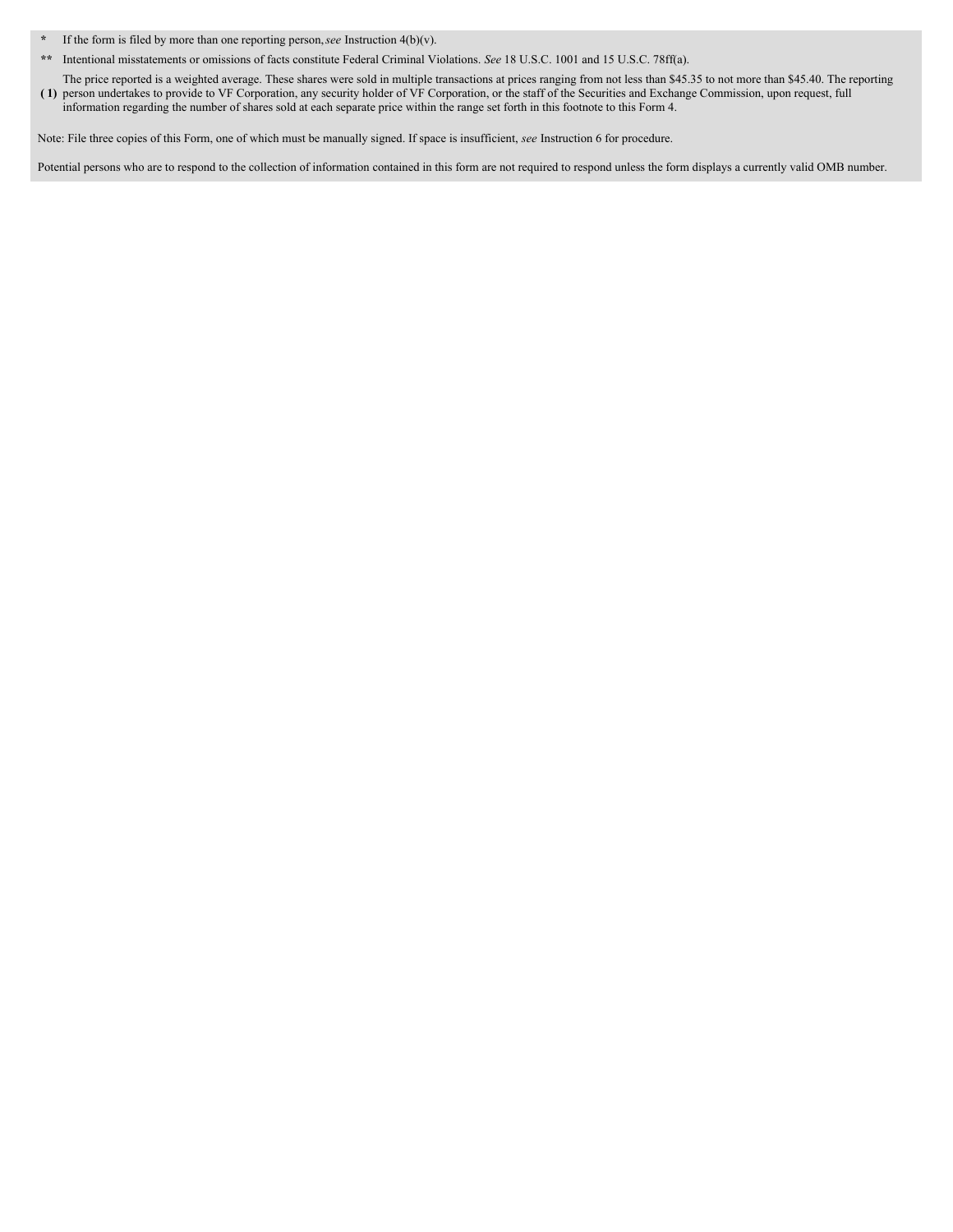* If the form is filed by more than one reporting person, *see* Instruction 4(b)(v).

** Intentional misstatements or omissions of facts constitute Federal Criminal Violations. *See* 18 U.S.C. 1001 and 15 U.S.C. 78ff(a).

( 1) The price reported is a weighted average. These shares were sold in multiple transactions at prices ranging from not less than $45.35 to not more than $45.40. The reporting person undertakes to provide to VF Corporation, any security holder of VF Corporation, or the staff of the Securities and Exchange Commission, upon request, full information regarding the number of shares sold at each separate price within the range set forth in this footnote to this Form 4.

Note: File three copies of this Form, one of which must be manually signed. If space is insufficient, *see* Instruction 6 for procedure.

Potential persons who are to respond to the collection of information contained in this form are not required to respond unless the form displays a currently valid OMB number.